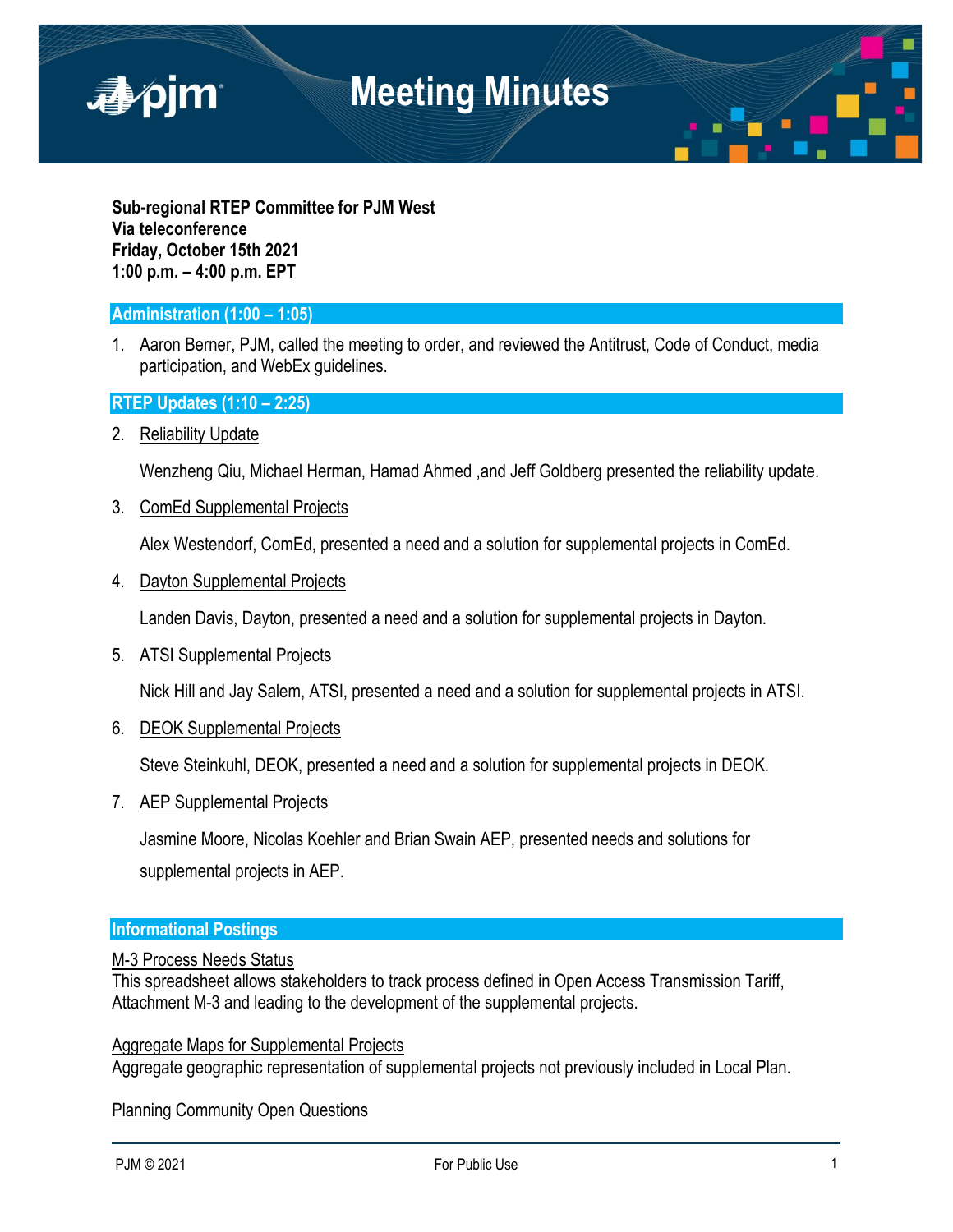# Meeting Minutes

**Sub-regional RTEP Committee for PJM West**
**Via teleconference**
**Friday, October 15th 2021**
**1:00 p.m. – 4:00 p.m. EPT**

## Administration (1:00 – 1:05)

1. Aaron Berner, PJM, called the meeting to order, and reviewed the Antitrust, Code of Conduct, media participation, and WebEx guidelines.

## RTEP Updates (1:10 – 2:25)

2. Reliability Update

   Wenzheng Qiu, Michael Herman, Hamad Ahmed ,and Jeff Goldberg presented the reliability update.

3. ComEd Supplemental Projects

   Alex Westendorf, ComEd, presented a need and a solution for supplemental projects in ComEd.

4. Dayton Supplemental Projects

   Landen Davis, Dayton, presented a need and a solution for supplemental projects in Dayton.

5. ATSI Supplemental Projects

   Nick Hill and Jay Salem, ATSI, presented a need and a solution for supplemental projects in ATSI.

6. DEOK Supplemental Projects

   Steve Steinkuhl, DEOK, presented a need and a solution for supplemental projects in DEOK.

7. AEP Supplemental Projects

   Jasmine Moore, Nicolas Koehler and Brian Swain AEP, presented needs and solutions for supplemental projects in AEP.

## Informational Postings

M-3 Process Needs Status
This spreadsheet allows stakeholders to track process defined in Open Access Transmission Tariff, Attachment M-3 and leading to the development of the supplemental projects.

Aggregate Maps for Supplemental Projects
Aggregate geographic representation of supplemental projects not previously included in Local Plan.

Planning Community Open Questions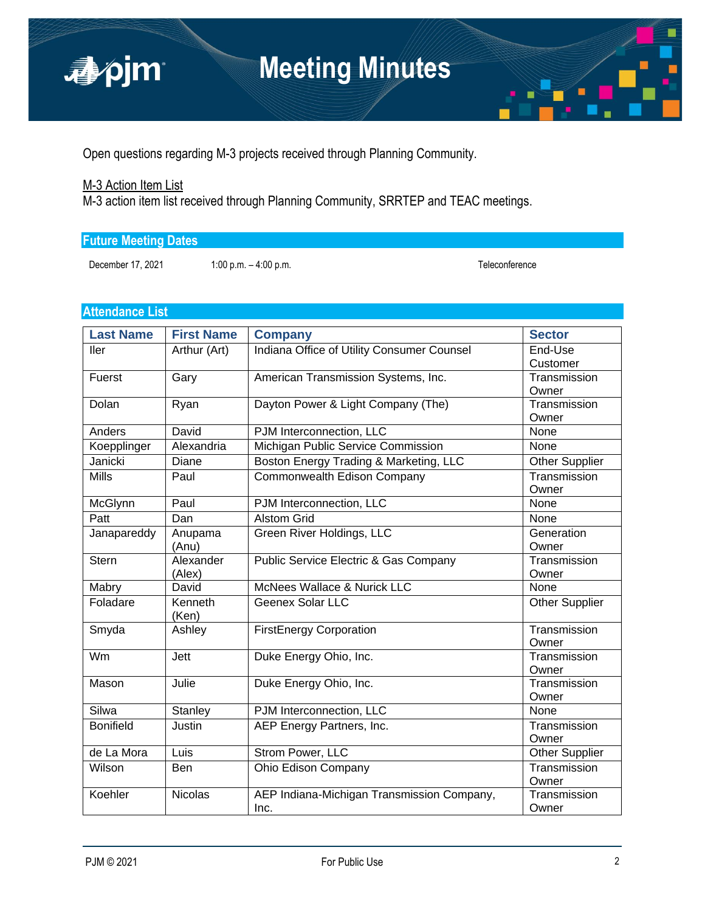Open questions regarding M-3 projects received through Planning Community.

M-3 Action Item List
M-3 action item list received through Planning Community, SRRTEP and TEAC meetings.

## Future Meeting Dates

| December 17, 2021 | 1:00 p.m. – 4:00 p.m. | Teleconference |
|---|---|---|

## Attendance List

| Last Name | First Name | Company | Sector |
|---|---|---|---|
| Iler | Arthur (Art) | Indiana Office of Utility Consumer Counsel | End-Use Customer |
| Fuerst | Gary | American Transmission Systems, Inc. | Transmission Owner |
| Dolan | Ryan | Dayton Power & Light Company (The) | Transmission Owner |
| Anders | David | PJM Interconnection, LLC | None |
| Koepplinger | Alexandria | Michigan Public Service Commission | None |
| Janicki | Diane | Boston Energy Trading & Marketing, LLC | Other Supplier |
| Mills | Paul | Commonwealth Edison Company | Transmission Owner |
| McGlynn | Paul | PJM Interconnection, LLC | None |
| Patt | Dan | Alstom Grid | None |
| Janapareddy | Anupama (Anu) | Green River Holdings, LLC | Generation Owner |
| Stern | Alexander (Alex) | Public Service Electric & Gas Company | Transmission Owner |
| Mabry | David | McNees Wallace & Nurick LLC | None |
| Foladare | Kenneth (Ken) | Geenex Solar LLC | Other Supplier |
| Smyda | Ashley | FirstEnergy Corporation | Transmission Owner |
| Wm | Jett | Duke Energy Ohio, Inc. | Transmission Owner |
| Mason | Julie | Duke Energy Ohio, Inc. | Transmission Owner |
| Silwa | Stanley | PJM Interconnection, LLC | None |
| Bonifield | Justin | AEP Energy Partners, Inc. | Transmission Owner |
| de La Mora | Luis | Strom Power, LLC | Other Supplier |
| Wilson | Ben | Ohio Edison Company | Transmission Owner |
| Koehler | Nicolas | AEP Indiana-Michigan Transmission Company, Inc. | Transmission Owner |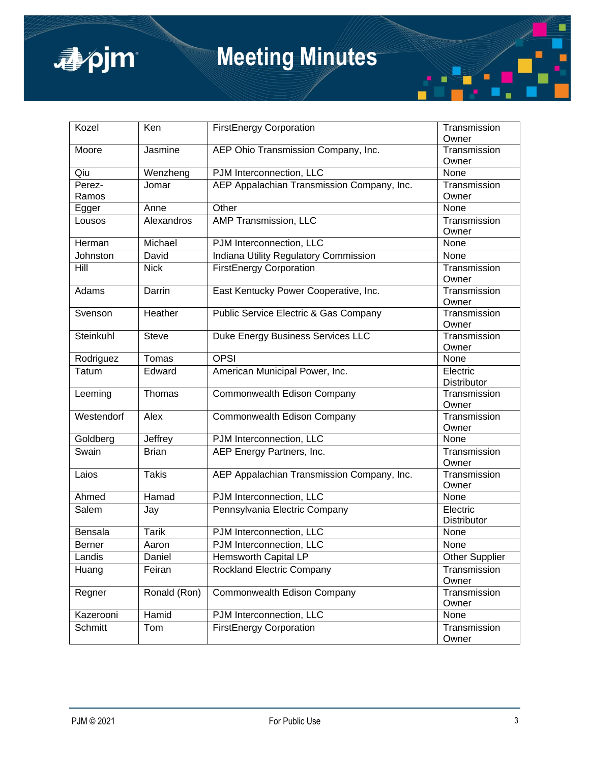| | | | |
|---|---|---|---|
| Kozel | Ken | FirstEnergy Corporation | Transmission Owner |
| Moore | Jasmine | AEP Ohio Transmission Company, Inc. | Transmission Owner |
| Qiu | Wenzheng | PJM Interconnection, LLC | None |
| Perez-Ramos | Jomar | AEP Appalachian Transmission Company, Inc. | Transmission Owner |
| Egger | Anne | Other | None |
| Lousos | Alexandros | AMP Transmission, LLC | Transmission Owner |
| Herman | Michael | PJM Interconnection, LLC | None |
| Johnston | David | Indiana Utility Regulatory Commission | None |
| Hill | Nick | FirstEnergy Corporation | Transmission Owner |
| Adams | Darrin | East Kentucky Power Cooperative, Inc. | Transmission Owner |
| Svenson | Heather | Public Service Electric & Gas Company | Transmission Owner |
| Steinkuhl | Steve | Duke Energy Business Services LLC | Transmission Owner |
| Rodriguez | Tomas | OPSI | None |
| Tatum | Edward | American Municipal Power, Inc. | Electric Distributor |
| Leeming | Thomas | Commonwealth Edison Company | Transmission Owner |
| Westendorf | Alex | Commonwealth Edison Company | Transmission Owner |
| Goldberg | Jeffrey | PJM Interconnection, LLC | None |
| Swain | Brian | AEP Energy Partners, Inc. | Transmission Owner |
| Laios | Takis | AEP Appalachian Transmission Company, Inc. | Transmission Owner |
| Ahmed | Hamad | PJM Interconnection, LLC | None |
| Salem | Jay | Pennsylvania Electric Company | Electric Distributor |
| Bensala | Tarik | PJM Interconnection, LLC | None |
| Berner | Aaron | PJM Interconnection, LLC | None |
| Landis | Daniel | Hemsworth Capital LP | Other Supplier |
| Huang | Feiran | Rockland Electric Company | Transmission Owner |
| Regner | Ronald (Ron) | Commonwealth Edison Company | Transmission Owner |
| Kazerooni | Hamid | PJM Interconnection, LLC | None |
| Schmitt | Tom | FirstEnergy Corporation | Transmission Owner |